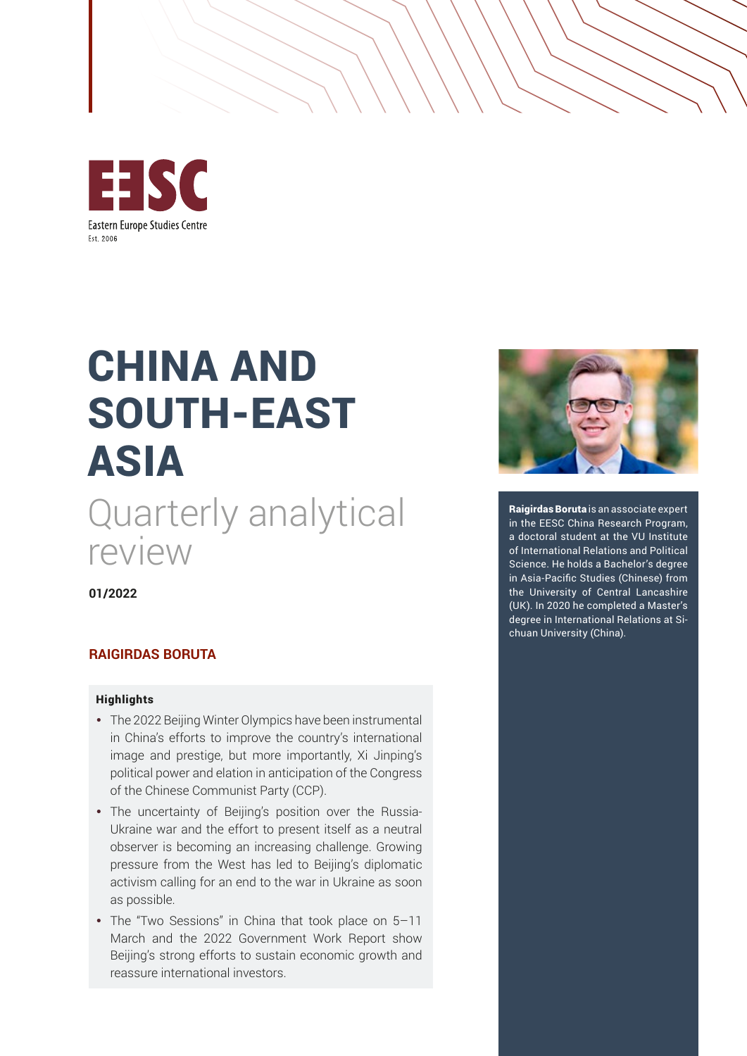EESC

Eastern Europe Studies Centre

Est. 2006

# CHINA AND SOUTH-EAST ASIA

## Quarterly analytical review

**01/2022**

**RAIGIRDAS BORUTA**

**Raigirdas Boruta** is an associate expert in the EESC China Research Program, a doctoral student at the VU Institute of International Relations and Political Science. He holds a Bachelor's degree in Asia-Pacific Studies (Chinese) from the University of Central Lancashire (UK). In 2020 he completed a Master's degree in International Relations at Sichuan University (China).

**Highlights**

- The 2022 Beijing Winter Olympics have been instrumental in China's efforts to improve the country's international image and prestige, but more importantly, Xi Jinping's political power and elation in anticipation of the Congress of the Chinese Communist Party (CCP).
- The uncertainty of Beijing's position over the Russia-Ukraine war and the effort to present itself as a neutral observer is becoming an increasing challenge. Growing pressure from the West has led to Beijing's diplomatic activism calling for an end to the war in Ukraine as soon as possible.
- The "Two Sessions" in China that took place on 5–11 March and the 2022 Government Work Report show Beijing's strong efforts to sustain economic growth and reassure international investors.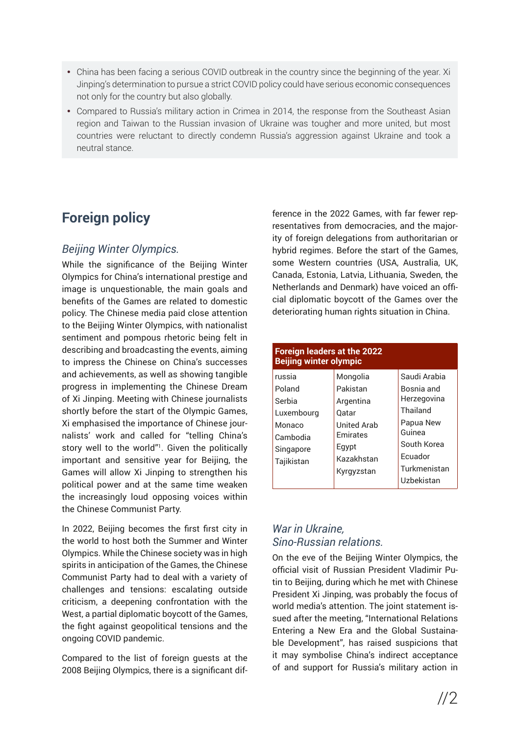- China has been facing a serious COVID outbreak in the country since the beginning of the year. Xi Jinping's determination to pursue a strict COVID policy could have serious economic consequences not only for the country but also globally.
- Compared to Russia's military action in Crimea in 2014, the response from the Southeast Asian region and Taiwan to the Russian invasion of Ukraine was tougher and more united, but most countries were reluctant to directly condemn Russia's aggression against Ukraine and took a neutral stance.

## Foreign policy

### *Beijing Winter Olympics.*

While the significance of the Beijing Winter Olympics for China's international prestige and image is unquestionable, the main goals and benefits of the Games are related to domestic policy. The Chinese media paid close attention to the Beijing Winter Olympics, with nationalist sentiment and pompous rhetoric being felt in describing and broadcasting the events, aiming to impress the Chinese on China's successes and achievements, as well as showing tangible progress in implementing the Chinese Dream of Xi Jinping. Meeting with Chinese journalists shortly before the start of the Olympic Games, Xi emphasised the importance of Chinese journalists' work and called for "telling China's story well to the world"[1]. Given the politically important and sensitive year for Beijing, the Games will allow Xi Jinping to strengthen his political power and at the same time weaken the increasingly loud opposing voices within the Chinese Communist Party.

In 2022, Beijing becomes the first first city in the world to host both the Summer and Winter Olympics. While the Chinese society was in high spirits in anticipation of the Games, the Chinese Communist Party had to deal with a variety of challenges and tensions: escalating outside criticism, a deepening confrontation with the West, a partial diplomatic boycott of the Games, the fight against geopolitical tensions and the ongoing COVID pandemic.

Compared to the list of foreign guests at the 2008 Beijing Olympics, there is a significant difference in the 2022 Games, with far fewer representatives from democracies, and the majority of foreign delegations from authoritarian or hybrid regimes. Before the start of the Games, some Western countries (USA, Australia, UK, Canada, Estonia, Latvia, Lithuania, Sweden, the Netherlands and Denmark) have voiced an official diplomatic boycott of the Games over the deteriorating human rights situation in China.

| Foreign leaders at the 2022 Beijing winter olympic | | |
|---|---|---|
| russia | Mongolia | Saudi Arabia |
| Poland | Pakistan | Bosnia and Herzegovina |
| Serbia | Argentina | Thailand |
| Luxembourg | Qatar | Papua New Guinea |
| Monaco | United Arab Emirates | South Korea |
| Cambodia | Egypt | Ecuador |
| Singapore | Kazakhstan | Turkmenistan |
| Tajikistan | Kyrgyzstan | Uzbekistan |

### *War in Ukraine, Sino-Russian relations.*

On the eve of the Beijing Winter Olympics, the official visit of Russian President Vladimir Putin to Beijing, during which he met with Chinese President Xi Jinping, was probably the focus of world media's attention. The joint statement issued after the meeting, "International Relations Entering a New Era and the Global Sustainable Development", has raised suspicions that it may symbolise China's indirect acceptance of and support for Russia's military action in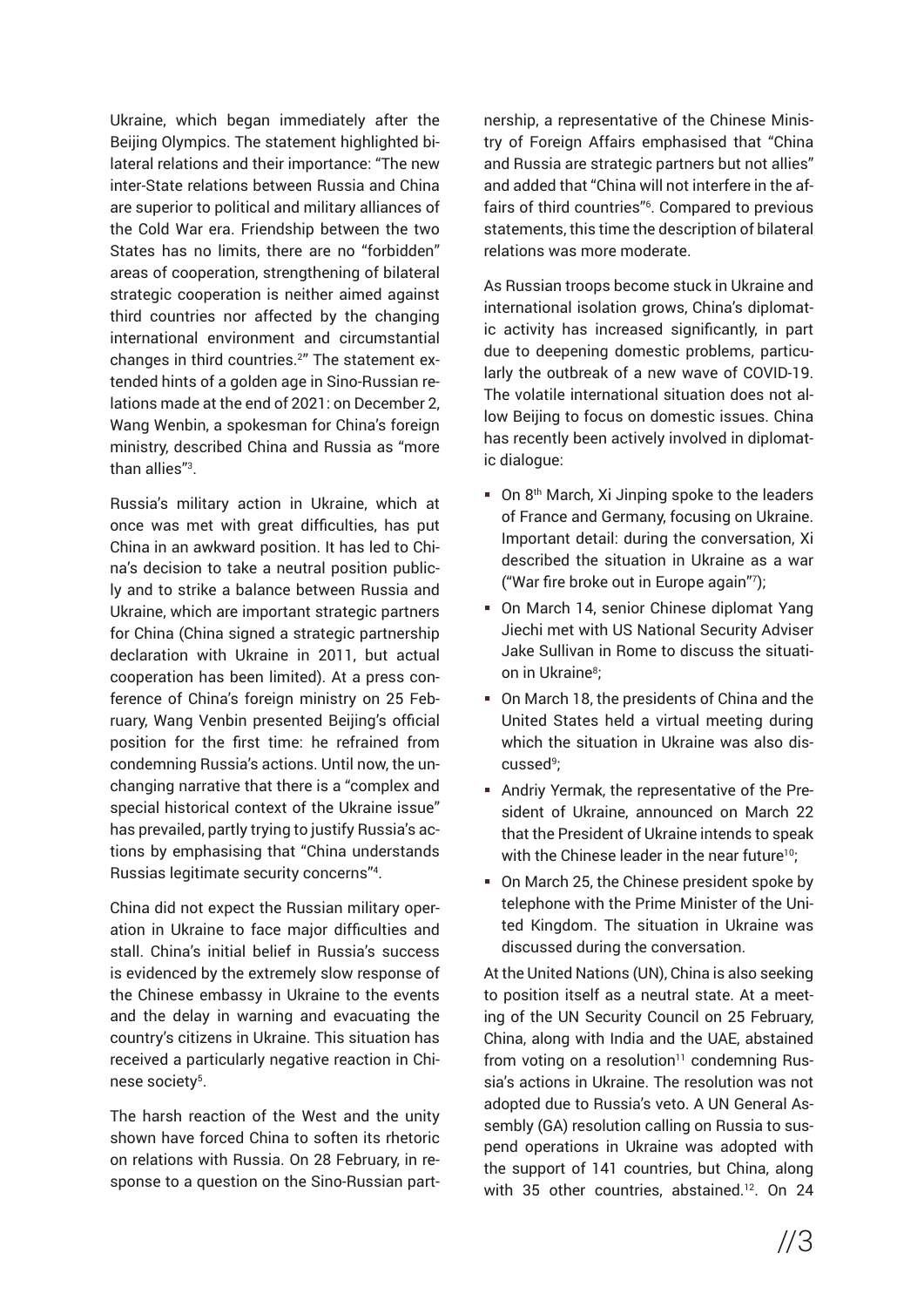Ukraine, which began immediately after the Beijing Olympics. The statement highlighted bilateral relations and their importance: "The new inter-State relations between Russia and China are superior to political and military alliances of the Cold War era. Friendship between the two States has no limits, there are no "forbidden" areas of cooperation, strengthening of bilateral strategic cooperation is neither aimed against third countries nor affected by the changing international environment and circumstantial changes in third countries.[2]" The statement extended hints of a golden age in Sino-Russian relations made at the end of 2021: on December 2, Wang Wenbin, a spokesman for China's foreign ministry, described China and Russia as "more than allies"[3].

Russia's military action in Ukraine, which at once was met with great difficulties, has put China in an awkward position. It has led to China's decision to take a neutral position publicly and to strike a balance between Russia and Ukraine, which are important strategic partners for China (China signed a strategic partnership declaration with Ukraine in 2011, but actual cooperation has been limited). At a press conference of China's foreign ministry on 25 February, Wang Venbin presented Beijing's official position for the first time: he refrained from condemning Russia's actions. Until now, the unchanging narrative that there is a "complex and special historical context of the Ukraine issue" has prevailed, partly trying to justify Russia's actions by emphasising that "China understands Russias legitimate security concerns"[4].

China did not expect the Russian military operation in Ukraine to face major difficulties and stall. China's initial belief in Russia's success is evidenced by the extremely slow response of the Chinese embassy in Ukraine to the events and the delay in warning and evacuating the country's citizens in Ukraine. This situation has received a particularly negative reaction in Chinese society[5].

The harsh reaction of the West and the unity shown have forced China to soften its rhetoric on relations with Russia. On 28 February, in response to a question on the Sino-Russian partnership, a representative of the Chinese Ministry of Foreign Affairs emphasised that "China and Russia are strategic partners but not allies" and added that "China will not interfere in the affairs of third countries"[6]. Compared to previous statements, this time the description of bilateral relations was more moderate.

As Russian troops become stuck in Ukraine and international isolation grows, China's diplomatic activity has increased significantly, in part due to deepening domestic problems, particularly the outbreak of a new wave of COVID-19. The volatile international situation does not allow Beijing to focus on domestic issues. China has recently been actively involved in diplomatic dialogue:

- On 8th March, Xi Jinping spoke to the leaders of France and Germany, focusing on Ukraine. Important detail: during the conversation, Xi described the situation in Ukraine as a war ("War fire broke out in Europe again"[7]);
- On March 14, senior Chinese diplomat Yang Jiechi met with US National Security Adviser Jake Sullivan in Rome to discuss the situation in Ukraine[8];
- On March 18, the presidents of China and the United States held a virtual meeting during which the situation in Ukraine was also discussed[9];
- Andriy Yermak, the representative of the President of Ukraine, announced on March 22 that the President of Ukraine intends to speak with the Chinese leader in the near future[10];
- On March 25, the Chinese president spoke by telephone with the Prime Minister of the United Kingdom. The situation in Ukraine was discussed during the conversation.

At the United Nations (UN), China is also seeking to position itself as a neutral state. At a meeting of the UN Security Council on 25 February, China, along with India and the UAE, abstained from voting on a resolution[11] condemning Russia's actions in Ukraine. The resolution was not adopted due to Russia's veto. A UN General Assembly (GA) resolution calling on Russia to suspend operations in Ukraine was adopted with the support of 141 countries, but China, along with 35 other countries, abstained.[12]. On 24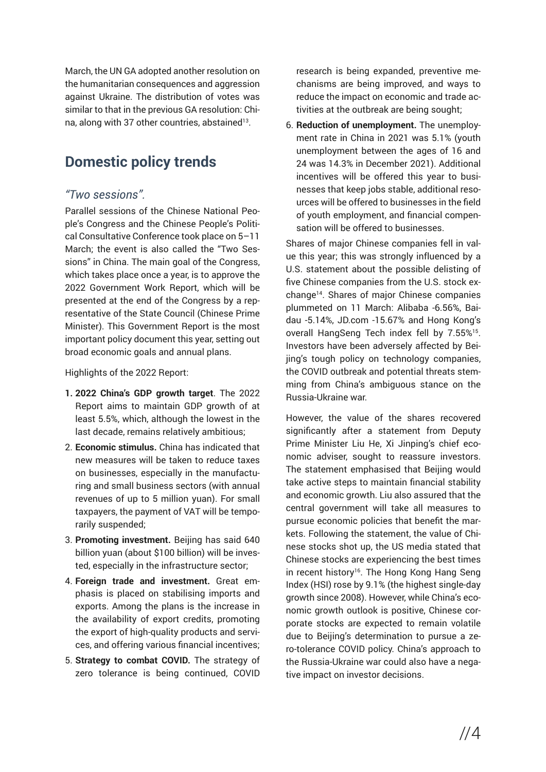March, the UN GA adopted another resolution on the humanitarian consequences and aggression against Ukraine. The distribution of votes was similar to that in the previous GA resolution: China, along with 37 other countries, abstained[13].

## Domestic policy trends

### *"Two sessions".*

Parallel sessions of the Chinese National People's Congress and the Chinese People's Political Consultative Conference took place on 5–11 March; the event is also called the "Two Sessions" in China. The main goal of the Congress, which takes place once a year, is to approve the 2022 Government Work Report, which will be presented at the end of the Congress by a representative of the State Council (Chinese Prime Minister). This Government Report is the most important policy document this year, setting out broad economic goals and annual plans.

Highlights of the 2022 Report:

1. **2022 China's GDP growth target**. The 2022 Report aims to maintain GDP growth of at least 5.5%, which, although the lowest in the last decade, remains relatively ambitious;
2. **Economic stimulus.** China has indicated that new measures will be taken to reduce taxes on businesses, especially in the manufacturing and small business sectors (with annual revenues of up to 5 million yuan). For small taxpayers, the payment of VAT will be temporarily suspended;
3. **Promoting investment.** Beijing has said 640 billion yuan (about $100 billion) will be invested, especially in the infrastructure sector;
4. **Foreign trade and investment.** Great emphasis is placed on stabilising imports and exports. Among the plans is the increase in the availability of export credits, promoting the export of high-quality products and services, and offering various financial incentives;
5. **Strategy to combat COVID.** The strategy of zero tolerance is being continued, COVID research is being expanded, preventive mechanisms are being improved, and ways to reduce the impact on economic and trade activities at the outbreak are being sought;
6. **Reduction of unemployment.** The unemployment rate in China in 2021 was 5.1% (youth unemployment between the ages of 16 and 24 was 14.3% in December 2021). Additional incentives will be offered this year to businesses that keep jobs stable, additional resources will be offered to businesses in the field of youth employment, and financial compensation will be offered to businesses.

Shares of major Chinese companies fell in value this year; this was strongly influenced by a U.S. statement about the possible delisting of five Chinese companies from the U.S. stock exchange[14]. Shares of major Chinese companies plummeted on 11 March: Alibaba -6.56%, Baidau -5.14%, JD.com -15.67% and Hong Kong's overall HangSeng Tech index fell by 7.55%[15]. Investors have been adversely affected by Beijing's tough policy on technology companies, the COVID outbreak and potential threats stemming from China's ambiguous stance on the Russia-Ukraine war.

However, the value of the shares recovered significantly after a statement from Deputy Prime Minister Liu He, Xi Jinping's chief economic adviser, sought to reassure investors. The statement emphasised that Beijing would take active steps to maintain financial stability and economic growth. Liu also assured that the central government will take all measures to pursue economic policies that benefit the markets. Following the statement, the value of Chinese stocks shot up, the US media stated that Chinese stocks are experiencing the best times in recent history[16]. The Hong Kong Hang Seng Index (HSI) rose by 9.1% (the highest single-day growth since 2008). However, while China's economic growth outlook is positive, Chinese corporate stocks are expected to remain volatile due to Beijing's determination to pursue a zero-tolerance COVID policy. China's approach to the Russia-Ukraine war could also have a negative impact on investor decisions.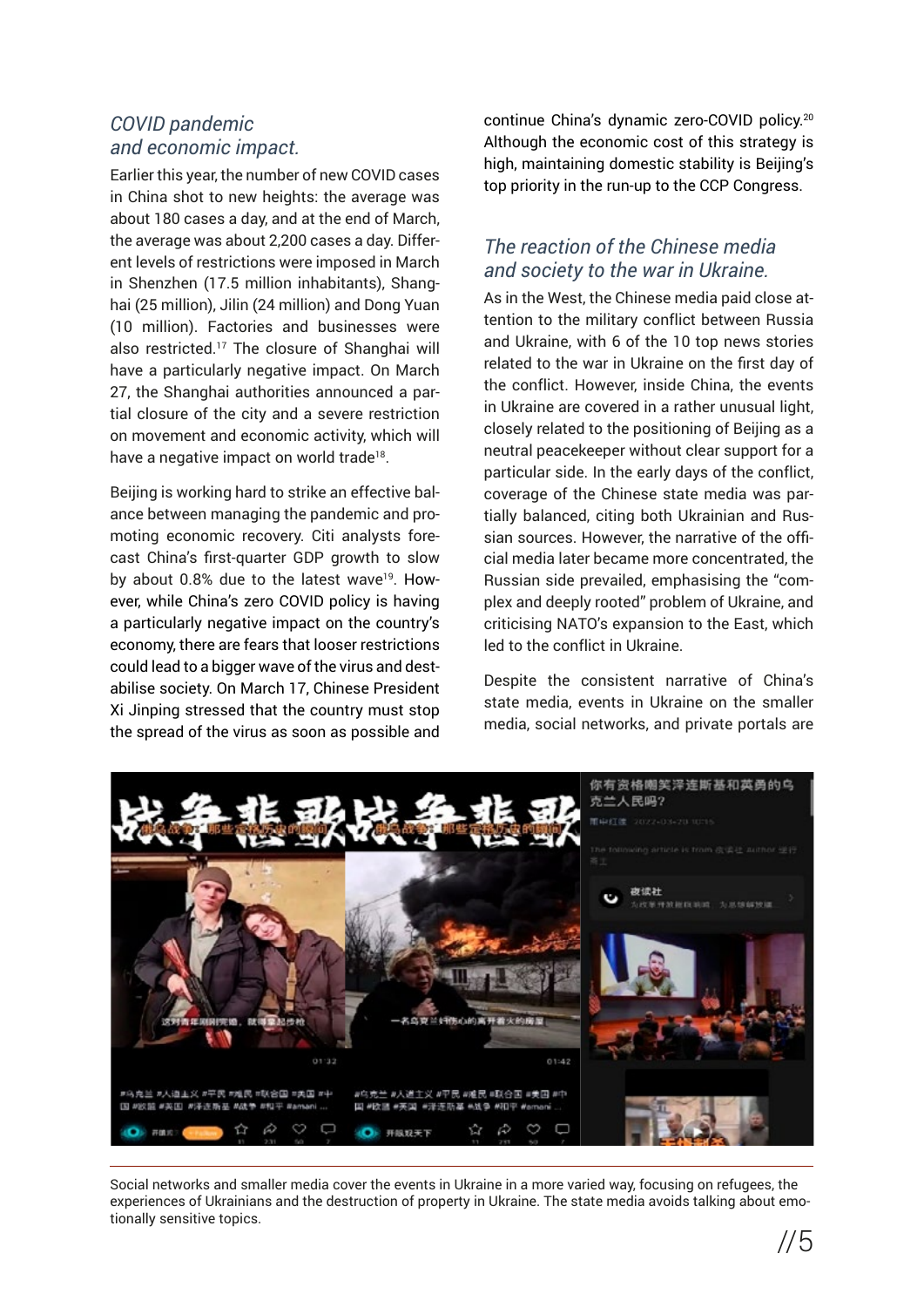## *COVID pandemic and economic impact.*

Earlier this year, the number of new COVID cases in China shot to new heights: the average was about 180 cases a day, and at the end of March, the average was about 2,200 cases a day. Different levels of restrictions were imposed in March in Shenzhen (17.5 million inhabitants), Shanghai (25 million), Jilin (24 million) and Dong Yuan (10 million). Factories and businesses were also restricted.[17] The closure of Shanghai will have a particularly negative impact. On March 27, the Shanghai authorities announced a partial closure of the city and a severe restriction on movement and economic activity, which will have a negative impact on world trade[18].

Beijing is working hard to strike an effective balance between managing the pandemic and promoting economic recovery. Citi analysts forecast China's first-quarter GDP growth to slow by about 0.8% due to the latest wave[19]. However, while China's zero COVID policy is having a particularly negative impact on the country's economy, there are fears that looser restrictions could lead to a bigger wave of the virus and destabilise society. On March 17, Chinese President Xi Jinping stressed that the country must stop the spread of the virus as soon as possible and continue China's dynamic zero-COVID policy.[20] Although the economic cost of this strategy is high, maintaining domestic stability is Beijing's top priority in the run-up to the CCP Congress.

## *The reaction of the Chinese media and society to the war in Ukraine.*

As in the West, the Chinese media paid close attention to the military conflict between Russia and Ukraine, with 6 of the 10 top news stories related to the war in Ukraine on the first day of the conflict. However, inside China, the events in Ukraine are covered in a rather unusual light, closely related to the positioning of Beijing as a neutral peacekeeper without clear support for a particular side. In the early days of the conflict, coverage of the Chinese state media was partially balanced, citing both Ukrainian and Russian sources. However, the narrative of the official media later became more concentrated, the Russian side prevailed, emphasising the "complex and deeply rooted" problem of Ukraine, and criticising NATO's expansion to the East, which led to the conflict in Ukraine.

Despite the consistent narrative of China's state media, events in Ukraine on the smaller media, social networks, and private portals are

Social networks and smaller media cover the events in Ukraine in a more varied way, focusing on refugees, the experiences of Ukrainians and the destruction of property in Ukraine. The state media avoids talking about emotionally sensitive topics.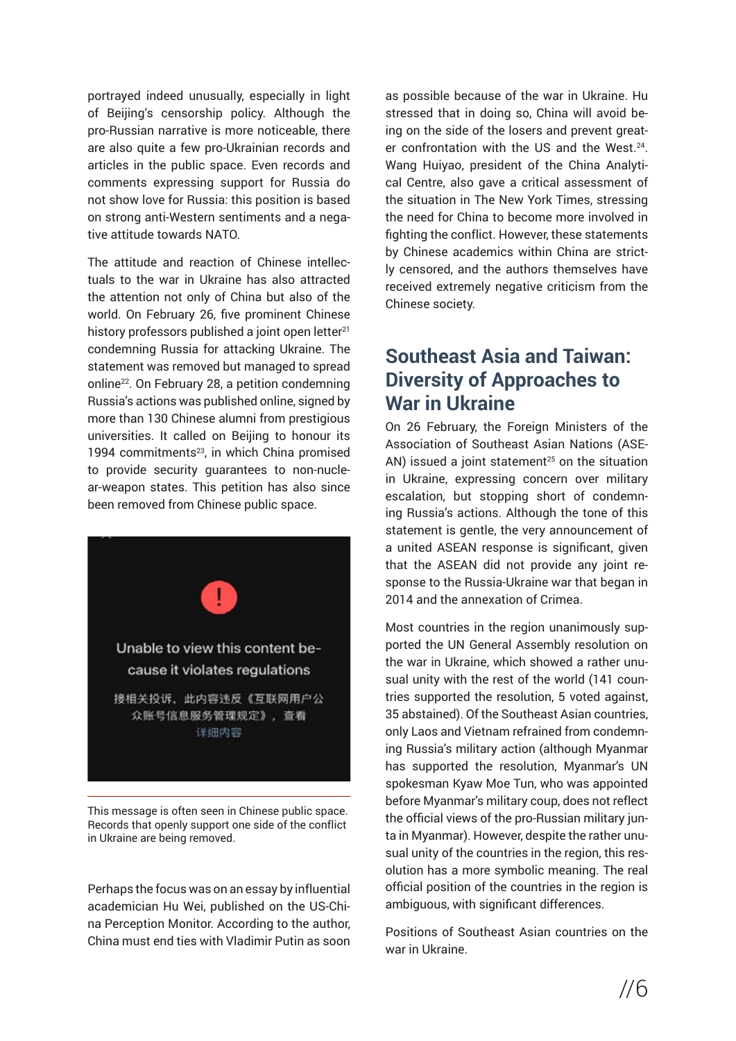portrayed indeed unusually, especially in light of Beijing's censorship policy. Although the pro-Russian narrative is more noticeable, there are also quite a few pro-Ukrainian records and articles in the public space. Even records and comments expressing support for Russia do not show love for Russia: this position is based on strong anti-Western sentiments and a negative attitude towards NATO.

The attitude and reaction of Chinese intellectuals to the war in Ukraine has also attracted the attention not only of China but also of the world. On February 26, five prominent Chinese history professors published a joint open letter[21] condemning Russia for attacking Ukraine. The statement was removed but managed to spread online[22]. On February 28, a petition condemning Russia's actions was published online, signed by more than 130 Chinese alumni from prestigious universities. It called on Beijing to honour its 1994 commitments[23], in which China promised to provide security guarantees to non-nuclear-weapon states. This petition has also since been removed from Chinese public space.

Unable to view this content because it violates regulations

接相关投诉，此内容违反《互联网用户公众账号信息服务管理规定》，查看详细内容

This message is often seen in Chinese public space. Records that openly support one side of the conflict in Ukraine are being removed.

Perhaps the focus was on an essay by influential academician Hu Wei, published on the US-China Perception Monitor. According to the author, China must end ties with Vladimir Putin as soon as possible because of the war in Ukraine. Hu stressed that in doing so, China will avoid being on the side of the losers and prevent greater confrontation with the US and the West.[24]. Wang Huiyao, president of the China Analytical Centre, also gave a critical assessment of the situation in The New York Times, stressing the need for China to become more involved in fighting the conflict. However, these statements by Chinese academics within China are strictly censored, and the authors themselves have received extremely negative criticism from the Chinese society.

## Southeast Asia and Taiwan: Diversity of Approaches to War in Ukraine

On 26 February, the Foreign Ministers of the Association of Southeast Asian Nations (ASEAN) issued a joint statement[25] on the situation in Ukraine, expressing concern over military escalation, but stopping short of condemning Russia's actions. Although the tone of this statement is gentle, the very announcement of a united ASEAN response is significant, given that the ASEAN did not provide any joint response to the Russia-Ukraine war that began in 2014 and the annexation of Crimea.

Most countries in the region unanimously supported the UN General Assembly resolution on the war in Ukraine, which showed a rather unusual unity with the rest of the world (141 countries supported the resolution, 5 voted against, 35 abstained). Of the Southeast Asian countries, only Laos and Vietnam refrained from condemning Russia's military action (although Myanmar has supported the resolution, Myanmar's UN spokesman Kyaw Moe Tun, who was appointed before Myanmar's military coup, does not reflect the official views of the pro-Russian military junta in Myanmar). However, despite the rather unusual unity of the countries in the region, this resolution has a more symbolic meaning. The real official position of the countries in the region is ambiguous, with significant differences.

Positions of Southeast Asian countries on the war in Ukraine.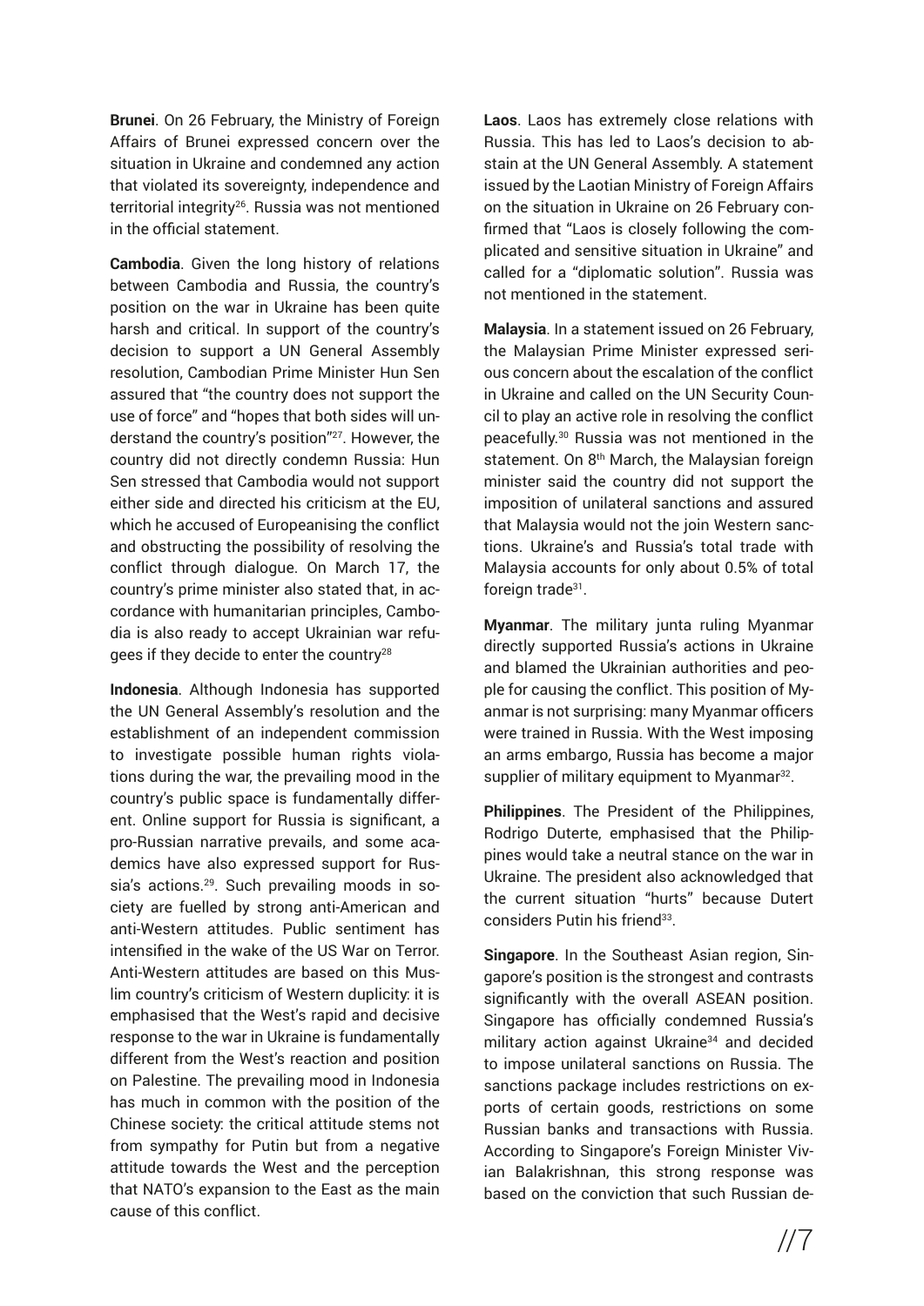**Brunei**. On 26 February, the Ministry of Foreign Affairs of Brunei expressed concern over the situation in Ukraine and condemned any action that violated its sovereignty, independence and territorial integrity[26]. Russia was not mentioned in the official statement.

**Cambodia**. Given the long history of relations between Cambodia and Russia, the country's position on the war in Ukraine has been quite harsh and critical. In support of the country's decision to support a UN General Assembly resolution, Cambodian Prime Minister Hun Sen assured that "the country does not support the use of force" and "hopes that both sides will understand the country's position"[27]. However, the country did not directly condemn Russia: Hun Sen stressed that Cambodia would not support either side and directed his criticism at the EU, which he accused of Europeanising the conflict and obstructing the possibility of resolving the conflict through dialogue. On March 17, the country's prime minister also stated that, in accordance with humanitarian principles, Cambodia is also ready to accept Ukrainian war refugees if they decide to enter the country[28]

**Indonesia**. Although Indonesia has supported the UN General Assembly's resolution and the establishment of an independent commission to investigate possible human rights violations during the war, the prevailing mood in the country's public space is fundamentally different. Online support for Russia is significant, a pro-Russian narrative prevails, and some academics have also expressed support for Russia's actions.[29]. Such prevailing moods in society are fuelled by strong anti-American and anti-Western attitudes. Public sentiment has intensified in the wake of the US War on Terror. Anti-Western attitudes are based on this Muslim country's criticism of Western duplicity: it is emphasised that the West's rapid and decisive response to the war in Ukraine is fundamentally different from the West's reaction and position on Palestine. The prevailing mood in Indonesia has much in common with the position of the Chinese society: the critical attitude stems not from sympathy for Putin but from a negative attitude towards the West and the perception that NATO's expansion to the East as the main cause of this conflict.

**Laos**. Laos has extremely close relations with Russia. This has led to Laos's decision to abstain at the UN General Assembly. A statement issued by the Laotian Ministry of Foreign Affairs on the situation in Ukraine on 26 February confirmed that "Laos is closely following the complicated and sensitive situation in Ukraine" and called for a "diplomatic solution". Russia was not mentioned in the statement.

**Malaysia**. In a statement issued on 26 February, the Malaysian Prime Minister expressed serious concern about the escalation of the conflict in Ukraine and called on the UN Security Council to play an active role in resolving the conflict peacefully.[30] Russia was not mentioned in the statement. On 8th March, the Malaysian foreign minister said the country did not support the imposition of unilateral sanctions and assured that Malaysia would not the join Western sanctions. Ukraine's and Russia's total trade with Malaysia accounts for only about 0.5% of total foreign trade[31].

**Myanmar**. The military junta ruling Myanmar directly supported Russia's actions in Ukraine and blamed the Ukrainian authorities and people for causing the conflict. This position of Myanmar is not surprising: many Myanmar officers were trained in Russia. With the West imposing an arms embargo, Russia has become a major supplier of military equipment to Myanmar[32].

**Philippines**. The President of the Philippines, Rodrigo Duterte, emphasised that the Philippines would take a neutral stance on the war in Ukraine. The president also acknowledged that the current situation "hurts" because Dutert considers Putin his friend[33].

**Singapore**. In the Southeast Asian region, Singapore's position is the strongest and contrasts significantly with the overall ASEAN position. Singapore has officially condemned Russia's military action against Ukraine[34] and decided to impose unilateral sanctions on Russia. The sanctions package includes restrictions on exports of certain goods, restrictions on some Russian banks and transactions with Russia. According to Singapore's Foreign Minister Vivian Balakrishnan, this strong response was based on the conviction that such Russian de-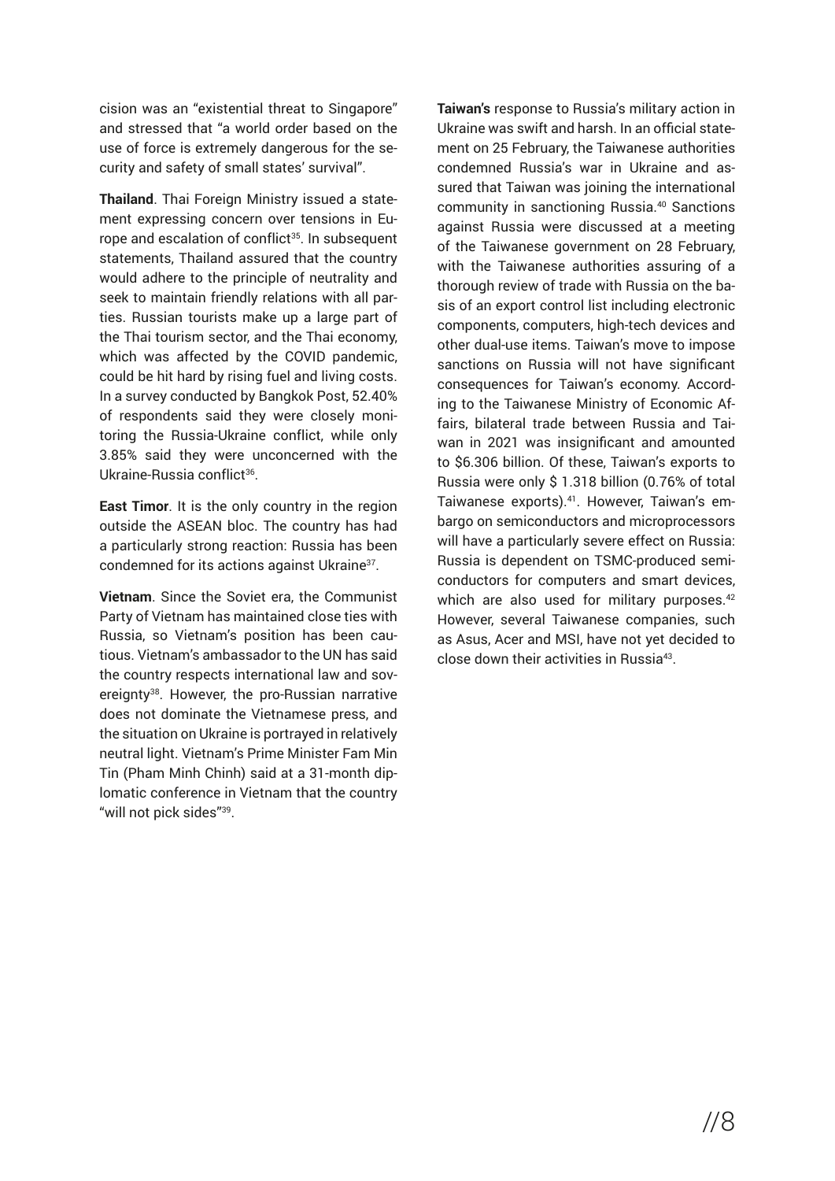cision was an "existential threat to Singapore" and stressed that "a world order based on the use of force is extremely dangerous for the security and safety of small states' survival".

**Thailand**. Thai Foreign Ministry issued a statement expressing concern over tensions in Europe and escalation of conflict[35]. In subsequent statements, Thailand assured that the country would adhere to the principle of neutrality and seek to maintain friendly relations with all parties. Russian tourists make up a large part of the Thai tourism sector, and the Thai economy, which was affected by the COVID pandemic, could be hit hard by rising fuel and living costs. In a survey conducted by Bangkok Post, 52.40% of respondents said they were closely monitoring the Russia-Ukraine conflict, while only 3.85% said they were unconcerned with the Ukraine-Russia conflict[36].

**East Timor**. It is the only country in the region outside the ASEAN bloc. The country has had a particularly strong reaction: Russia has been condemned for its actions against Ukraine[37].

**Vietnam**. Since the Soviet era, the Communist Party of Vietnam has maintained close ties with Russia, so Vietnam's position has been cautious. Vietnam's ambassador to the UN has said the country respects international law and sovereignty[38]. However, the pro-Russian narrative does not dominate the Vietnamese press, and the situation on Ukraine is portrayed in relatively neutral light. Vietnam's Prime Minister Fam Min Tin (Pham Minh Chinh) said at a 31-month diplomatic conference in Vietnam that the country "will not pick sides"[39].

**Taiwan's** response to Russia's military action in Ukraine was swift and harsh. In an official statement on 25 February, the Taiwanese authorities condemned Russia's war in Ukraine and assured that Taiwan was joining the international community in sanctioning Russia.[40] Sanctions against Russia were discussed at a meeting of the Taiwanese government on 28 February, with the Taiwanese authorities assuring of a thorough review of trade with Russia on the basis of an export control list including electronic components, computers, high-tech devices and other dual-use items. Taiwan's move to impose sanctions on Russia will not have significant consequences for Taiwan's economy. According to the Taiwanese Ministry of Economic Affairs, bilateral trade between Russia and Taiwan in 2021 was insignificant and amounted to $6.306 billion. Of these, Taiwan's exports to Russia were only $ 1.318 billion (0.76% of total Taiwanese exports).[41]. However, Taiwan's embargo on semiconductors and microprocessors will have a particularly severe effect on Russia: Russia is dependent on TSMC-produced semiconductors for computers and smart devices, which are also used for military purposes.[42] However, several Taiwanese companies, such as Asus, Acer and MSI, have not yet decided to close down their activities in Russia[43].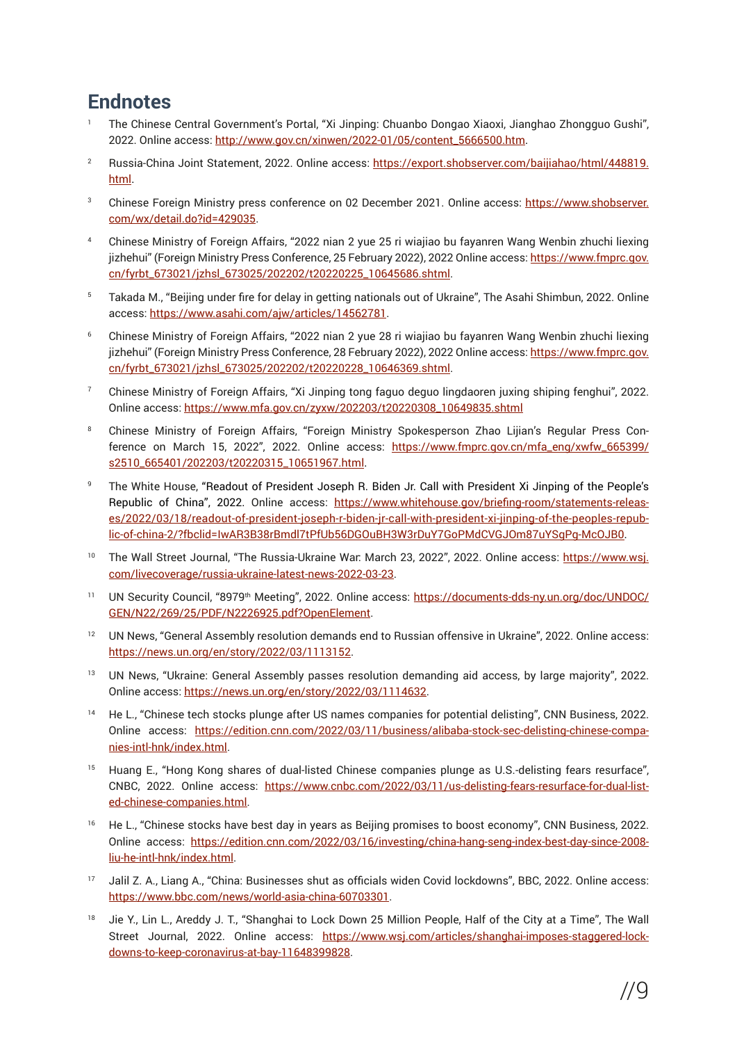## Endnotes

1. The Chinese Central Government's Portal, "Xi Jinping: Chuanbo Dongao Xiaoxi, Jianghao Zhongguo Gushi", 2022. Online access: http://www.gov.cn/xinwen/2022-01/05/content_5666500.htm.
2. Russia-China Joint Statement, 2022. Online access: https://export.shobserver.com/baijiahao/html/448819.html.
3. Chinese Foreign Ministry press conference on 02 December 2021. Online access: https://www.shobserver.com/wx/detail.do?id=429035.
4. Chinese Ministry of Foreign Affairs, "2022 nian 2 yue 25 ri wiajiao bu fayanren Wang Wenbin zhuchi lixing jizhehui" (Foreign Ministry Press Conference, 25 February 2022), 2022 Online access: https://www.fmprc.gov.cn/fyrbt_673021/jzhsl_673025/202202/t20220225_10645686.shtml.
5. Takada M., "Beijing under fire for delay in getting nationals out of Ukraine", The Asahi Shimbun, 2022. Online access: https://www.asahi.com/ajw/articles/14562781.
6. Chinese Ministry of Foreign Affairs, "2022 nian 2 yue 28 ri wiajiao bu fayanren Wang Wenbin zhuchi lixing jizhehui" (Foreign Ministry Press Conference, 28 February 2022), 2022 Online access: https://www.fmprc.gov.cn/fyrbt_673021/jzhsl_673025/202202/t20220228_10646369.shtml.
7. Chinese Ministry of Foreign Affairs, "Xi Jinping tong faguo deguo lingdaoren juxing shiping fenghui", 2022. Online access: https://www.mfa.gov.cn/zyxw/202203/t20220308_10649835.shtml
8. Chinese Ministry of Foreign Affairs, "Foreign Ministry Spokesperson Zhao Lijian's Regular Press Conference on March 15, 2022", 2022. Online access: https://www.fmprc.gov.cn/mfa_eng/xwfw_665399/s2510_665401/202203/t20220315_10651967.html.
9. The White House, "Readout of President Joseph R. Biden Jr. Call with President Xi Jinping of the People's Republic of China", 2022. Online access: https://www.whitehouse.gov/briefing-room/statements-releases/2022/03/18/readout-of-president-joseph-r-biden-jr-call-with-president-xi-jinping-of-the-peoples-republic-of-china-2/?fbclid=IwAR3B38rBmdl7tPfUb56DGOuBH3W3rDuY7GoPMdCVGJOm87uYSgPg-McOJB0.
10. The Wall Street Journal, "The Russia-Ukraine War: March 23, 2022", 2022. Online access: https://www.wsj.com/livecoverage/russia-ukraine-latest-news-2022-03-23.
11. UN Security Council, "8979th Meeting", 2022. Online access: https://documents-dds-ny.un.org/doc/UNDOC/GEN/N22/269/25/PDF/N2226925.pdf?OpenElement.
12. UN News, "General Assembly resolution demands end to Russian offensive in Ukraine", 2022. Online access: https://news.un.org/en/story/2022/03/1113152.
13. UN News, "Ukraine: General Assembly passes resolution demanding aid access, by large majority", 2022. Online access: https://news.un.org/en/story/2022/03/1114632.
14. He L., "Chinese tech stocks plunge after US names companies for potential delisting", CNN Business, 2022. Online access: https://edition.cnn.com/2022/03/11/business/alibaba-stock-sec-delisting-chinese-companies-intl-hnk/index.html.
15. Huang E., "Hong Kong shares of dual-listed Chinese companies plunge as U.S.-delisting fears resurface", CNBC, 2022. Online access: https://www.cnbc.com/2022/03/11/us-delisting-fears-resurface-for-dual-listed-chinese-companies.html.
16. He L., "Chinese stocks have best day in years as Beijing promises to boost economy", CNN Business, 2022. Online access: https://edition.cnn.com/2022/03/16/investing/china-hang-seng-index-best-day-since-2008-liu-he-intl-hnk/index.html.
17. Jalil Z. A., Liang A., "China: Businesses shut as officials widen Covid lockdowns", BBC, 2022. Online access: https://www.bbc.com/news/world-asia-china-60703301.
18. Jie Y., Lin L., Areddy J. T., "Shanghai to Lock Down 25 Million People, Half of the City at a Time", The Wall Street Journal, 2022. Online access: https://www.wsj.com/articles/shanghai-imposes-staggered-lockdowns-to-keep-coronavirus-at-bay-11648399828.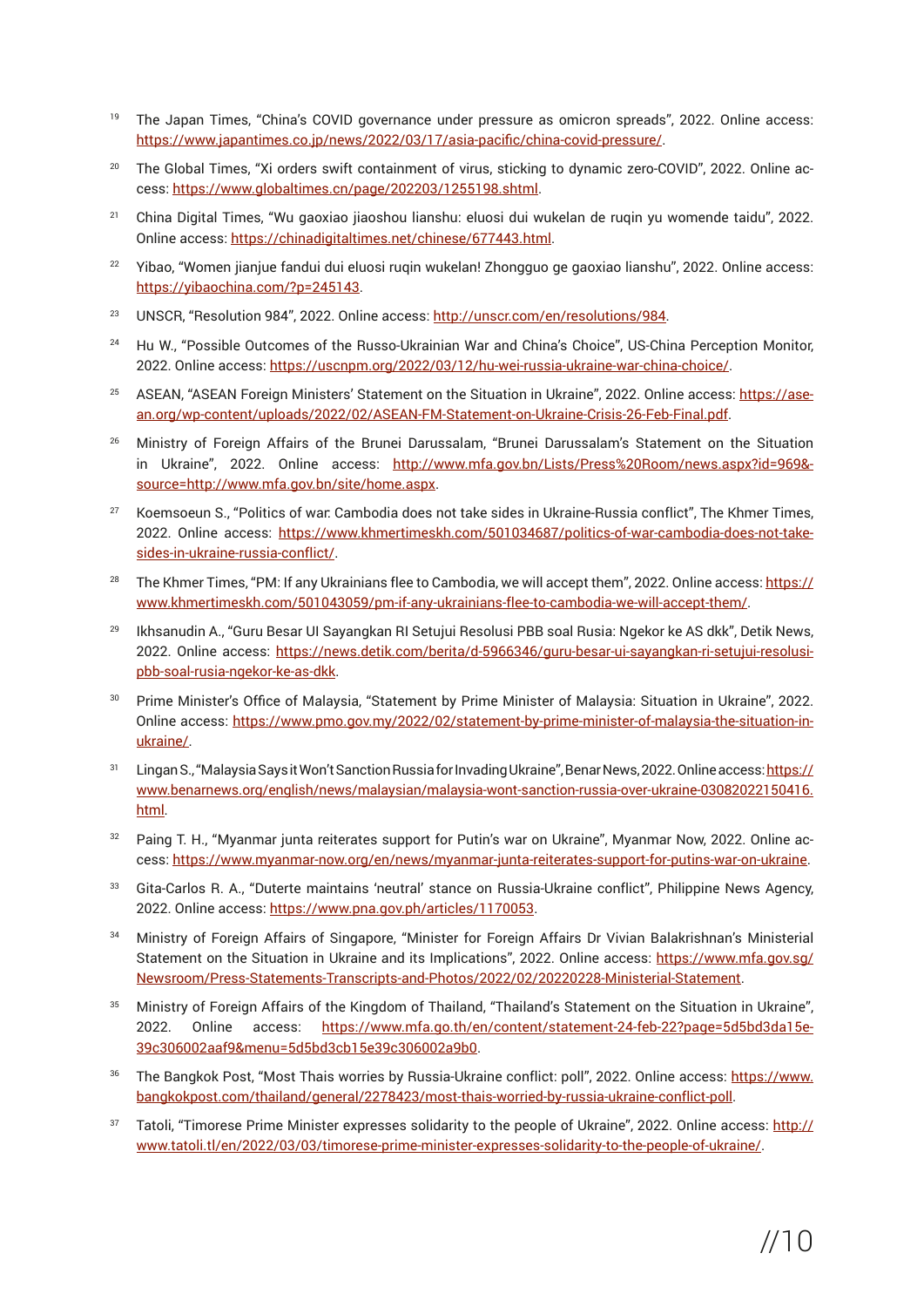[19] The Japan Times, "China's COVID governance under pressure as omicron spreads", 2022. Online access: https://www.japantimes.co.jp/news/2022/03/17/asia-pacific/china-covid-pressure/.

[20] The Global Times, "Xi orders swift containment of virus, sticking to dynamic zero-COVID", 2022. Online access: https://www.globaltimes.cn/page/202203/1255198.shtml.

[21] China Digital Times, "Wu gaoxiao jiaoshou lianshu: eluosi dui wukelan de ruqin yu womende taidu", 2022. Online access: https://chinadigitaltimes.net/chinese/677443.html.

[22] Yibao, "Women jianjue fandui dui eluosi ruqin wukelan! Zhongguo ge gaoxiao lianshu", 2022. Online access: https://yibaochina.com/?p=245143.

[23] UNSCR, "Resolution 984", 2022. Online access: http://unscr.com/en/resolutions/984.

[24] Hu W., "Possible Outcomes of the Russo-Ukrainian War and China's Choice", US-China Perception Monitor, 2022. Online access: https://uscnpm.org/2022/03/12/hu-wei-russia-ukraine-war-china-choice/.

[25] ASEAN, "ASEAN Foreign Ministers' Statement on the Situation in Ukraine", 2022. Online access: https://asean.org/wp-content/uploads/2022/02/ASEAN-FM-Statement-on-Ukraine-Crisis-26-Feb-Final.pdf.

[26] Ministry of Foreign Affairs of the Brunei Darussalam, "Brunei Darussalam's Statement on the Situation in Ukraine", 2022. Online access: http://www.mfa.gov.bn/Lists/Press%20Room/news.aspx?id=969&source=http://www.mfa.gov.bn/site/home.aspx.

[27] Koemsoeun S., "Politics of war: Cambodia does not take sides in Ukraine-Russia conflict", The Khmer Times, 2022. Online access: https://www.khmertimeskh.com/501034687/politics-of-war-cambodia-does-not-take-sides-in-ukraine-russia-conflict/.

[28] The Khmer Times, "PM: If any Ukrainians flee to Cambodia, we will accept them", 2022. Online access: https://www.khmertimeskh.com/501043059/pm-if-any-ukrainians-flee-to-cambodia-we-will-accept-them/.

[29] Ikhsanudin A., "Guru Besar UI Sayangkan RI Setujui Resolusi PBB soal Rusia: Ngekor ke AS dkk", Detik News, 2022. Online access: https://news.detik.com/berita/d-5966346/guru-besar-ui-sayangkan-ri-setujui-resolusi-pbb-soal-rusia-ngekor-ke-as-dkk.

[30] Prime Minister's Office of Malaysia, "Statement by Prime Minister of Malaysia: Situation in Ukraine", 2022. Online access: https://www.pmo.gov.my/2022/02/statement-by-prime-minister-of-malaysia-the-situation-in-ukraine/.

[31] Lingan S., "Malaysia Says it Won't Sanction Russia for Invading Ukraine", Benar News, 2022. Online access: https://www.benarnews.org/english/news/malaysian/malaysia-wont-sanction-russia-over-ukraine-03082022150416.html.

[32] Paing T. H., "Myanmar junta reiterates support for Putin's war on Ukraine", Myanmar Now, 2022. Online access: https://www.myanmar-now.org/en/news/myanmar-junta-reiterates-support-for-putins-war-on-ukraine.

[33] Gita-Carlos R. A., "Duterte maintains 'neutral' stance on Russia-Ukraine conflict", Philippine News Agency, 2022. Online access: https://www.pna.gov.ph/articles/1170053.

[34] Ministry of Foreign Affairs of Singapore, "Minister for Foreign Affairs Dr Vivian Balakrishnan's Ministerial Statement on the Situation in Ukraine and its Implications", 2022. Online access: https://www.mfa.gov.sg/Newsroom/Press-Statements-Transcripts-and-Photos/2022/02/20220228-Ministerial-Statement.

[35] Ministry of Foreign Affairs of the Kingdom of Thailand, "Thailand's Statement on the Situation in Ukraine", 2022. Online access: https://www.mfa.go.th/en/content/statement-24-feb-22?page=5d5bd3da15e39c306002aaf9&menu=5d5bd3cb15e39c306002a9b0.

[36] The Bangkok Post, "Most Thais worries by Russia-Ukraine conflict: poll", 2022. Online access: https://www.bangkokpost.com/thailand/general/2278423/most-thais-worried-by-russia-ukraine-conflict-poll.

[37] Tatoli, "Timorese Prime Minister expresses solidarity to the people of Ukraine", 2022. Online access: http://www.tatoli.tl/en/2022/03/03/timorese-prime-minister-expresses-solidarity-to-the-people-of-ukraine/.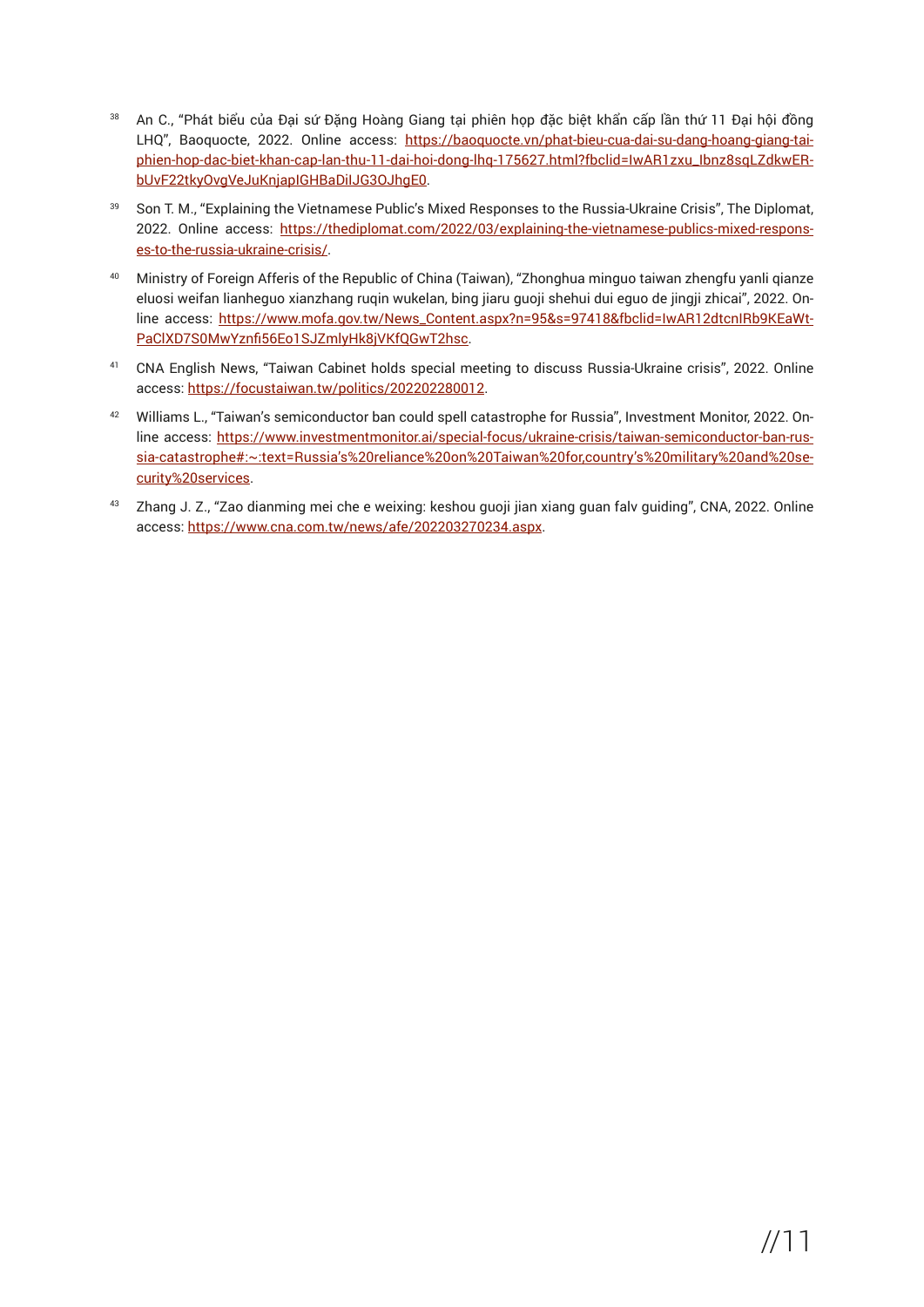[38] An C., "Phát biểu của Đại sứ Đặng Hoàng Giang tại phiên họp đặc biệt khẩn cấp lần thứ 11 Đại hội đồng LHQ", Baoquocte, 2022. Online access: https://baoquocte.vn/phat-bieu-cua-dai-su-dang-hoang-giang-tai-phien-hop-dac-biet-khan-cap-lan-thu-11-dai-hoi-dong-lhq-175627.html?fbclid=IwAR1zxu_Ibnz8sqLZdkwER-bUvF22tkyOvgVeJuKnjapIGHBaDiIJG3OJhgE0.

[39] Son T. M., "Explaining the Vietnamese Public's Mixed Responses to the Russia-Ukraine Crisis", The Diplomat, 2022. Online access: https://thediplomat.com/2022/03/explaining-the-vietnamese-publics-mixed-responses-to-the-russia-ukraine-crisis/.

[40] Ministry of Foreign Afferis of the Republic of China (Taiwan), "Zhonghua minguo taiwan zhengfu yanli qianze eluosi weifan lianheguo xianzhang ruqin wukelan, bing jiaru guoji shehui dui eguo de jingji zhicai", 2022. Online access: https://www.mofa.gov.tw/News_Content.aspx?n=95&s=97418&fbclid=IwAR12dtcnIRb9KEaWt-PaClXD7S0MwYznfi56Eo1SJZmlyHk8jVKfQGwT2hsc.

[41] CNA English News, "Taiwan Cabinet holds special meeting to discuss Russia-Ukraine crisis", 2022. Online access: https://focustaiwan.tw/politics/202202280012.

[42] Williams L., "Taiwan's semiconductor ban could spell catastrophe for Russia", Investment Monitor, 2022. Online access: https://www.investmentmonitor.ai/special-focus/ukraine-crisis/taiwan-semiconductor-ban-russia-catastrophe#:~:text=Russia's%20reliance%20on%20Taiwan%20for,country's%20military%20and%20security%20services.

[43] Zhang J. Z., "Zao dianming mei che e weixing: keshou guoji jian xiang guan falv guiding", CNA, 2022. Online access: https://www.cna.com.tw/news/afe/202203270234.aspx.